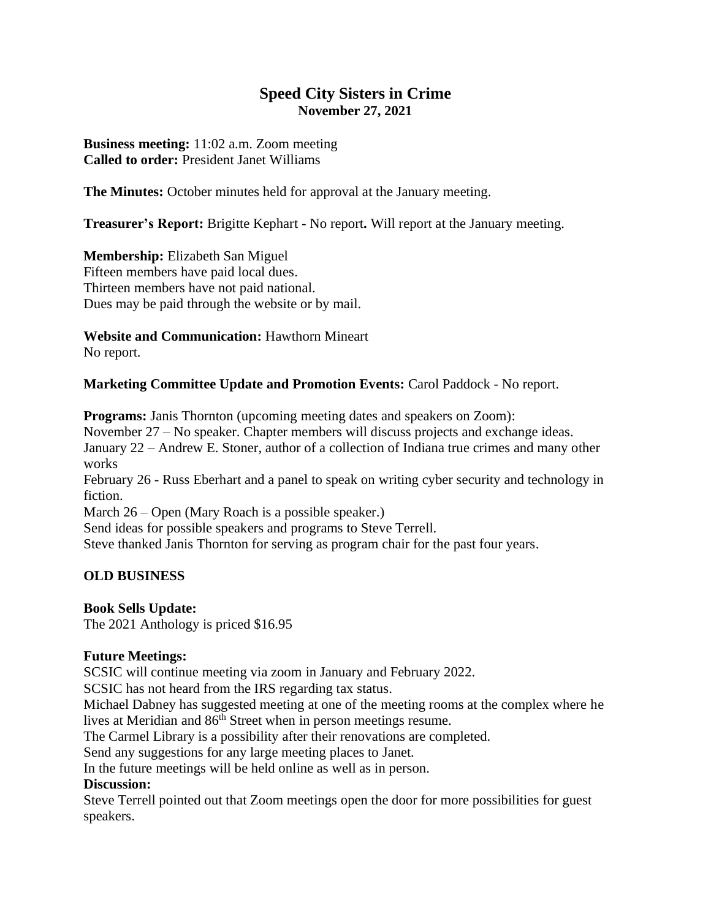# Speed City Sisters in Crime
## November 27, 2021

**Business meeting:** 11:02 a.m. Zoom meeting
**Called to order:** President Janet Williams

**The Minutes:** October minutes held for approval at the January meeting.

**Treasurer's Report:** Brigitte Kephart - No report**.** Will report at the January meeting.

**Membership:** Elizabeth San Miguel
Fifteen members have paid local dues.
Thirteen members have not paid national.
Dues may be paid through the website or by mail.

**Website and Communication:** Hawthorn Mineart
No report.

**Marketing Committee Update and Promotion Events:** Carol Paddock - No report.

**Programs:** Janis Thornton (upcoming meeting dates and speakers on Zoom):
November 27 – No speaker. Chapter members will discuss projects and exchange ideas.
January 22 – Andrew E. Stoner, author of a collection of Indiana true crimes and many other works
February 26 - Russ Eberhart and a panel to speak on writing cyber security and technology in fiction.
March 26 – Open (Mary Roach is a possible speaker.)
Send ideas for possible speakers and programs to Steve Terrell.
Steve thanked Janis Thornton for serving as program chair for the past four years.

## OLD BUSINESS

**Book Sells Update:**
The 2021 Anthology is priced $16.95

**Future Meetings:**
SCSIC will continue meeting via zoom in January and February 2022.
SCSIC has not heard from the IRS regarding tax status.
Michael Dabney has suggested meeting at one of the meeting rooms at the complex where he lives at Meridian and 86th Street when in person meetings resume.
The Carmel Library is a possibility after their renovations are completed.
Send any suggestions for any large meeting places to Janet.
In the future meetings will be held online as well as in person.

**Discussion:**
Steve Terrell pointed out that Zoom meetings open the door for more possibilities for guest speakers.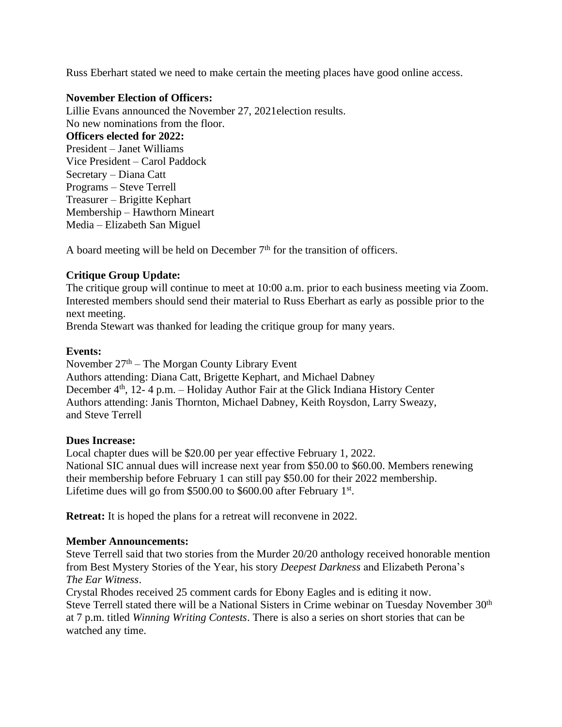Russ Eberhart stated we need to make certain the meeting places have good online access.

**November Election of Officers:**
Lillie Evans announced the November 27, 2021election results.
No new nominations from the floor.
**Officers elected for 2022:**
President – Janet Williams
Vice President – Carol Paddock
Secretary – Diana Catt
Programs – Steve Terrell
Treasurer – Brigitte Kephart
Membership – Hawthorn Mineart
Media – Elizabeth San Miguel

A board meeting will be held on December 7th for the transition of officers.

**Critique Group Update:**
The critique group will continue to meet at 10:00 a.m. prior to each business meeting via Zoom. Interested members should send their material to Russ Eberhart as early as possible prior to the next meeting.
Brenda Stewart was thanked for leading the critique group for many years.

**Events:**
November 27th – The Morgan County Library Event
Authors attending: Diana Catt, Brigette Kephart, and Michael Dabney
December 4th, 12- 4 p.m. – Holiday Author Fair at the Glick Indiana History Center
Authors attending: Janis Thornton, Michael Dabney, Keith Roysdon, Larry Sweazy, and Steve Terrell

**Dues Increase:**
Local chapter dues will be $20.00 per year effective February 1, 2022.
National SIC annual dues will increase next year from $50.00 to $60.00. Members renewing their membership before February 1 can still pay $50.00 for their 2022 membership.
Lifetime dues will go from $500.00 to $600.00 after February 1st.

**Retreat:** It is hoped the plans for a retreat will reconvene in 2022.

**Member Announcements:**
Steve Terrell said that two stories from the Murder 20/20 anthology received honorable mention from Best Mystery Stories of the Year, his story *Deepest Darkness* and Elizabeth Perona's *The Ear Witness*.
Crystal Rhodes received 25 comment cards for Ebony Eagles and is editing it now.
Steve Terrell stated there will be a National Sisters in Crime webinar on Tuesday November 30th at 7 p.m. titled *Winning Writing Contests*. There is also a series on short stories that can be watched any time.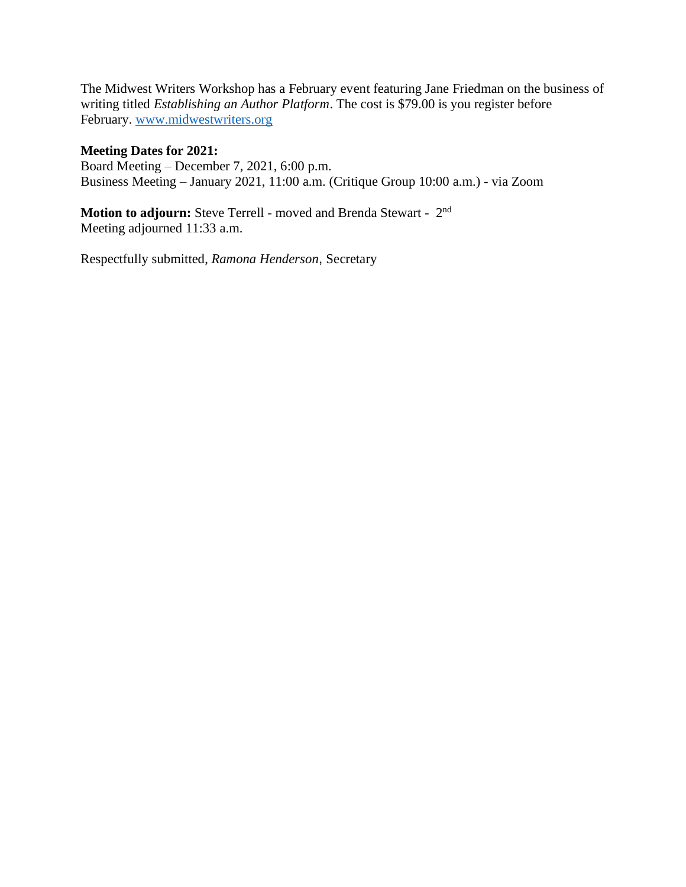The Midwest Writers Workshop has a February event featuring Jane Friedman on the business of writing titled *Establishing an Author Platform*. The cost is $79.00 is you register before February. [www.midwestwriters.org](www.midwestwriters.org)

**Meeting Dates for 2021:**
Board Meeting – December 7, 2021, 6:00 p.m.
Business Meeting – January 2021, 11:00 a.m. (Critique Group 10:00 a.m.) - via Zoom

**Motion to adjourn:** Steve Terrell - moved and Brenda Stewart - 2nd
Meeting adjourned 11:33 a.m.

Respectfully submitted, *Ramona Henderson*, Secretary